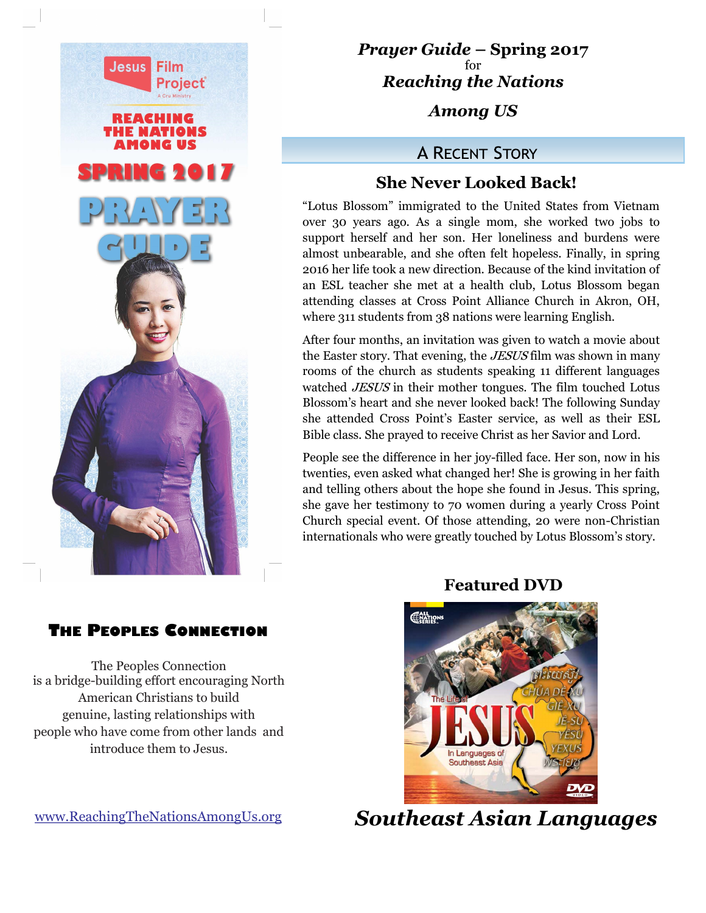# *Prayer Guide* – Spring 2017

for

## *Reaching the Nations*

## *Among US*

### A Recent Story

### She Never Looked Back!

"Lotus Blossom" immigrated to the United States from Vietnam over 30 years ago. As a single mom, she worked two jobs to support herself and her son. Her loneliness and burdens were almost unbearable, and she often felt hopeless. Finally, in spring 2016 her life took a new direction. Because of the kind invitation of an ESL teacher she met at a health club, Lotus Blossom began attending classes at Cross Point Alliance Church in Akron, OH, where 311 students from 38 nations were learning English.

After four months, an invitation was given to watch a movie about the Easter story. That evening, the *JESUS* film was shown in many rooms of the church as students speaking 11 different languages watched *JESUS* in their mother tongues. The film touched Lotus Blossom's heart and she never looked back! The following Sunday she attended Cross Point's Easter service, as well as their ESL Bible class. She prayed to receive Christ as her Savior and Lord.

People see the difference in her joy-filled face. Her son, now in his twenties, even asked what changed her! She is growing in her faith and telling others about the hope she found in Jesus. This spring, she gave her testimony to 70 women during a yearly Cross Point Church special event. Of those attending, 20 were non-Christian internationals who were greatly touched by Lotus Blossom's story.

### Featured DVD

## *Southeast Asian Languages*

### The Peoples Connection

The Peoples Connection is a bridge-building effort encouraging North American Christians to build genuine, lasting relationships with people who have come from other lands and introduce them to Jesus.

www.ReachingTheNationsAmongUs.org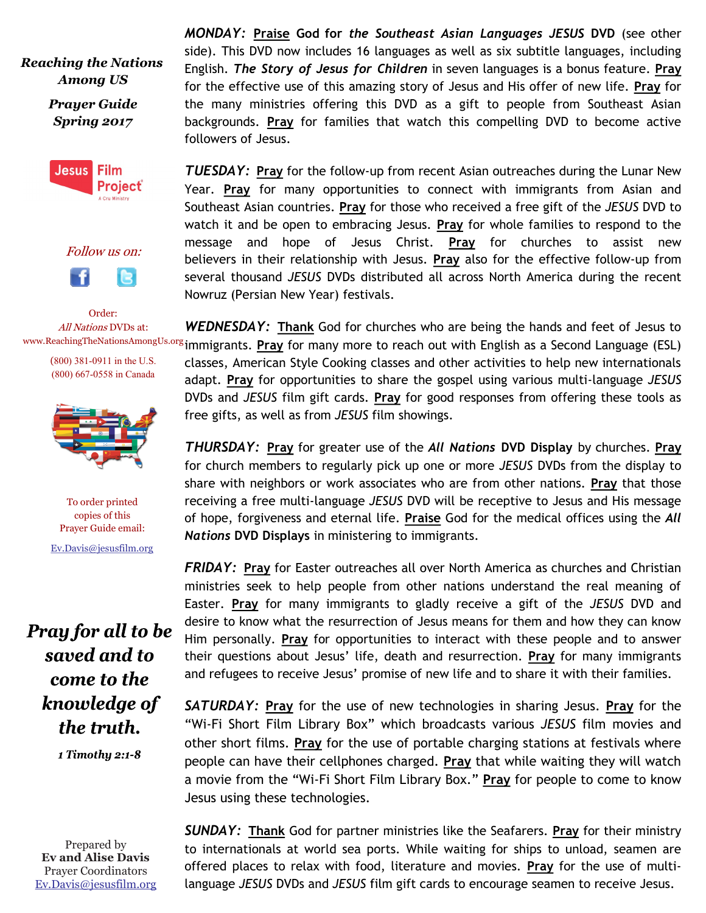*Reaching the Nations Among US*

*Prayer Guide Spring 2017*

*Follow us on:*

Order:
*All Nations* DVDs at:
www.ReachingTheNationsAmongUs.org

(800) 381-0911 in the U.S.
(800) 667-0558 in Canada

To order printed copies of this Prayer Guide email:

Ev.Davis@jesusfilm.org

***Pray for all to be saved and to come to the knowledge of the truth.***

*1 Timothy 2:1-8*

Prepared by
**Ev and Alise Davis**
Prayer Coordinators
Ev.Davis@jesusfilm.org

***MONDAY:*** **Praise** God for ***the Southeast Asian Languages JESUS* DVD** (see other side). This DVD now includes 16 languages as well as six subtitle languages, including English. ***The Story of Jesus for Children*** in seven languages is a bonus feature. **Pray** for the effective use of this amazing story of Jesus and His offer of new life. **Pray** for the many ministries offering this DVD as a gift to people from Southeast Asian backgrounds. **Pray** for families that watch this compelling DVD to become active followers of Jesus.

***TUESDAY:*** **Pray** for the follow-up from recent Asian outreaches during the Lunar New Year. **Pray** for many opportunities to connect with immigrants from Asian and Southeast Asian countries. **Pray** for those who received a free gift of the *JESUS* DVD to watch it and be open to embracing Jesus. **Pray** for whole families to respond to the message and hope of Jesus Christ. **Pray** for churches to assist new believers in their relationship with Jesus. **Pray** also for the effective follow-up from several thousand *JESUS* DVDs distributed all across North America during the recent Nowruz (Persian New Year) festivals.

***WEDNESDAY:*** **Thank** God for churches who are being the hands and feet of Jesus to immigrants. **Pray** for many more to reach out with English as a Second Language (ESL) classes, American Style Cooking classes and other activities to help new internationals adapt. **Pray** for opportunities to share the gospel using various multi-language *JESUS* DVDs and *JESUS* film gift cards. **Pray** for good responses from offering these tools as free gifts, as well as from *JESUS* film showings.

***THURSDAY:*** **Pray** for greater use of the ***All Nations* DVD Display** by churches. **Pray** for church members to regularly pick up one or more *JESUS* DVDs from the display to share with neighbors or work associates who are from other nations. **Pray** that those receiving a free multi-language *JESUS* DVD will be receptive to Jesus and His message of hope, forgiveness and eternal life. **Praise** God for the medical offices using the ***All Nations* DVD Displays** in ministering to immigrants.

***FRIDAY:*** **Pray** for Easter outreaches all over North America as churches and Christian ministries seek to help people from other nations understand the real meaning of Easter. **Pray** for many immigrants to gladly receive a gift of the *JESUS* DVD and desire to know what the resurrection of Jesus means for them and how they can know Him personally. **Pray** for opportunities to interact with these people and to answer their questions about Jesus' life, death and resurrection. **Pray** for many immigrants and refugees to receive Jesus' promise of new life and to share it with their families.

***SATURDAY:*** **Pray** for the use of new technologies in sharing Jesus. **Pray** for the "Wi-Fi Short Film Library Box" which broadcasts various *JESUS* film movies and other short films. **Pray** for the use of portable charging stations at festivals where people can have their cellphones charged. **Pray** that while waiting they will watch a movie from the "Wi-Fi Short Film Library Box." **Pray** for people to come to know Jesus using these technologies.

***SUNDAY:*** **Thank** God for partner ministries like the Seafarers. **Pray** for their ministry to internationals at world sea ports. While waiting for ships to unload, seamen are offered places to relax with food, literature and movies. **Pray** for the use of multi-language *JESUS* DVDs and *JESUS* film gift cards to encourage seamen to receive Jesus.